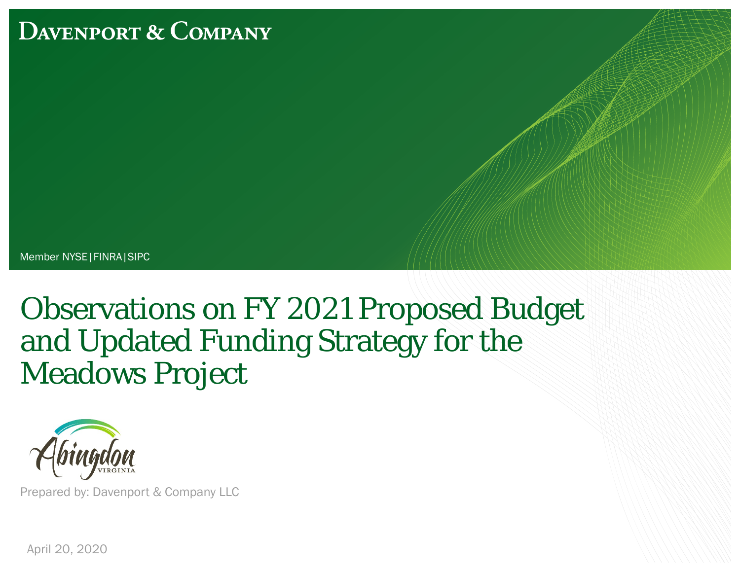DAVENPORT & COMPANY

Member NYSE | FINRA | SIPC

# Observations on FY 2021 Proposed Budget and Updated Funding Strategy for the Meadows Project

Abingdon
VIRGINIA

Prepared by: Davenport & Company LLC

April 20, 2020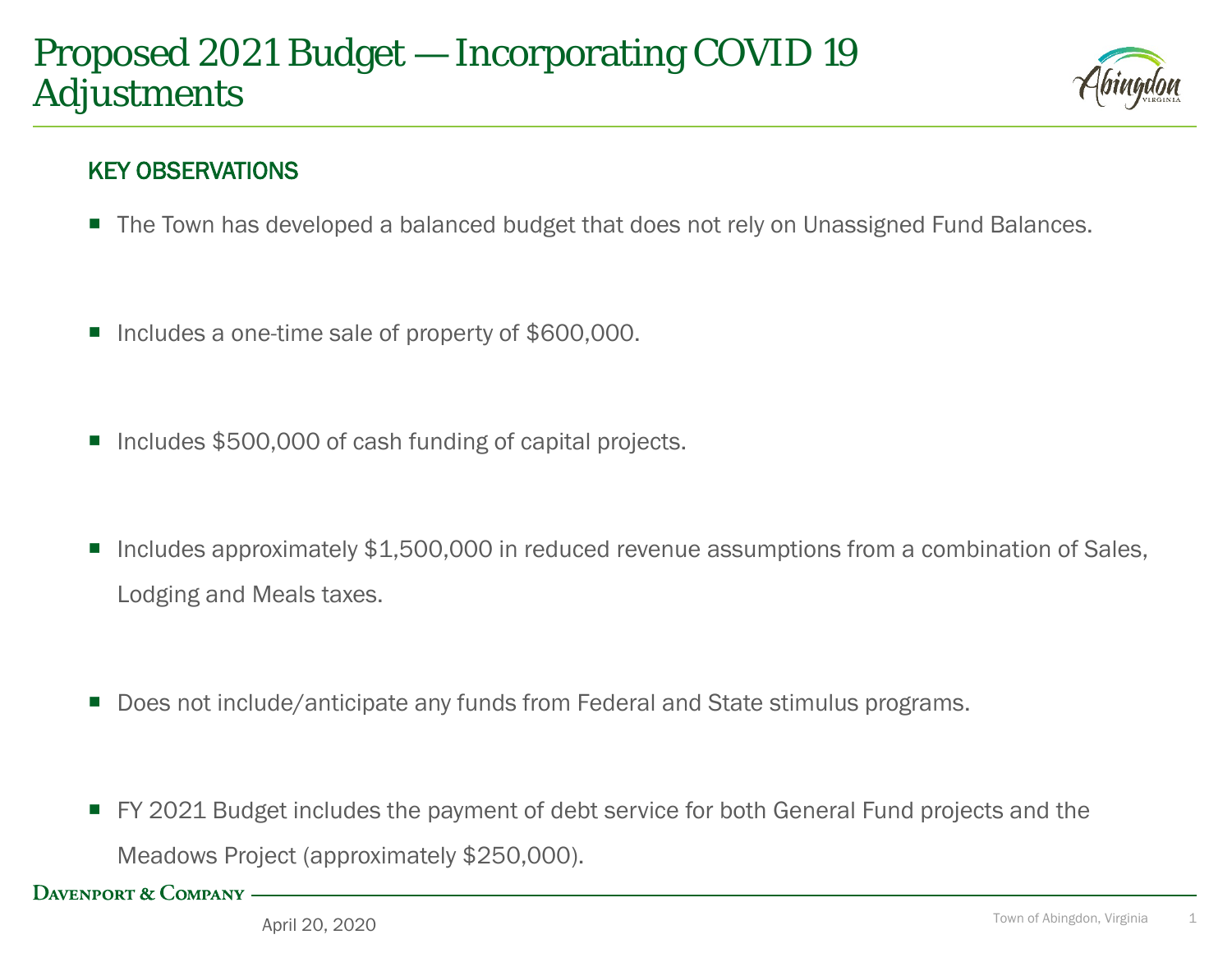# Proposed 2021 Budget — Incorporating COVID 19 Adjustments

## KEY OBSERVATIONS

- The Town has developed a balanced budget that does not rely on Unassigned Fund Balances.
- Includes a one-time sale of property of $600,000.
- Includes $500,000 of cash funding of capital projects.
- Includes approximately $1,500,000 in reduced revenue assumptions from a combination of Sales, Lodging and Meals taxes.
- Does not include/anticipate any funds from Federal and State stimulus programs.
- FY 2021 Budget includes the payment of debt service for both General Fund projects and the Meadows Project (approximately $250,000).

April 20, 2020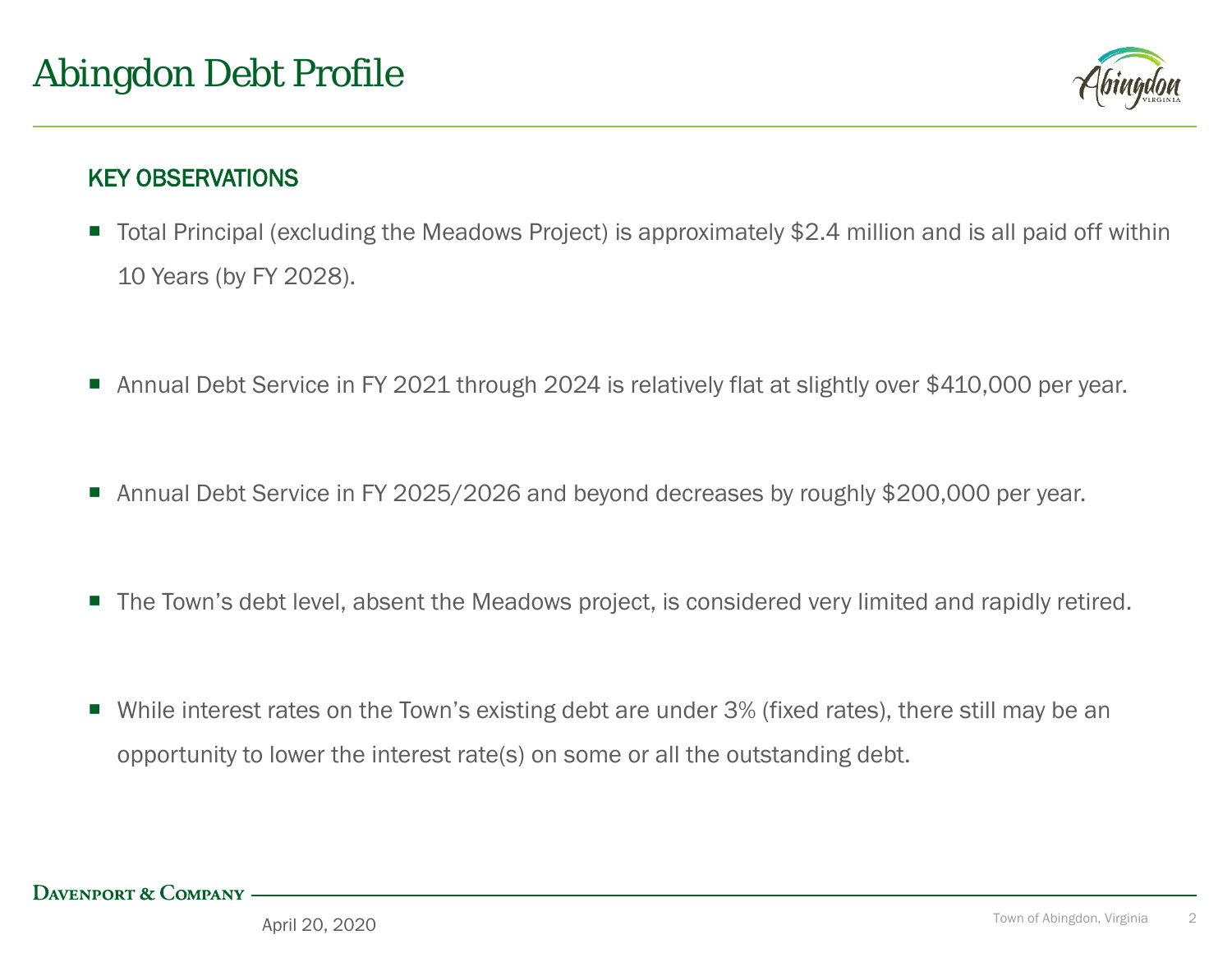# Abingdon Debt Profile

## KEY OBSERVATIONS

- Total Principal (excluding the Meadows Project) is approximately $2.4 million and is all paid off within 10 Years (by FY 2028).
- Annual Debt Service in FY 2021 through 2024 is relatively flat at slightly over $410,000 per year.
- Annual Debt Service in FY 2025/2026 and beyond decreases by roughly $200,000 per year.
- The Town's debt level, absent the Meadows project, is considered very limited and rapidly retired.
- While interest rates on the Town's existing debt are under 3% (fixed rates), there still may be an opportunity to lower the interest rate(s) on some or all the outstanding debt.

April 20, 2020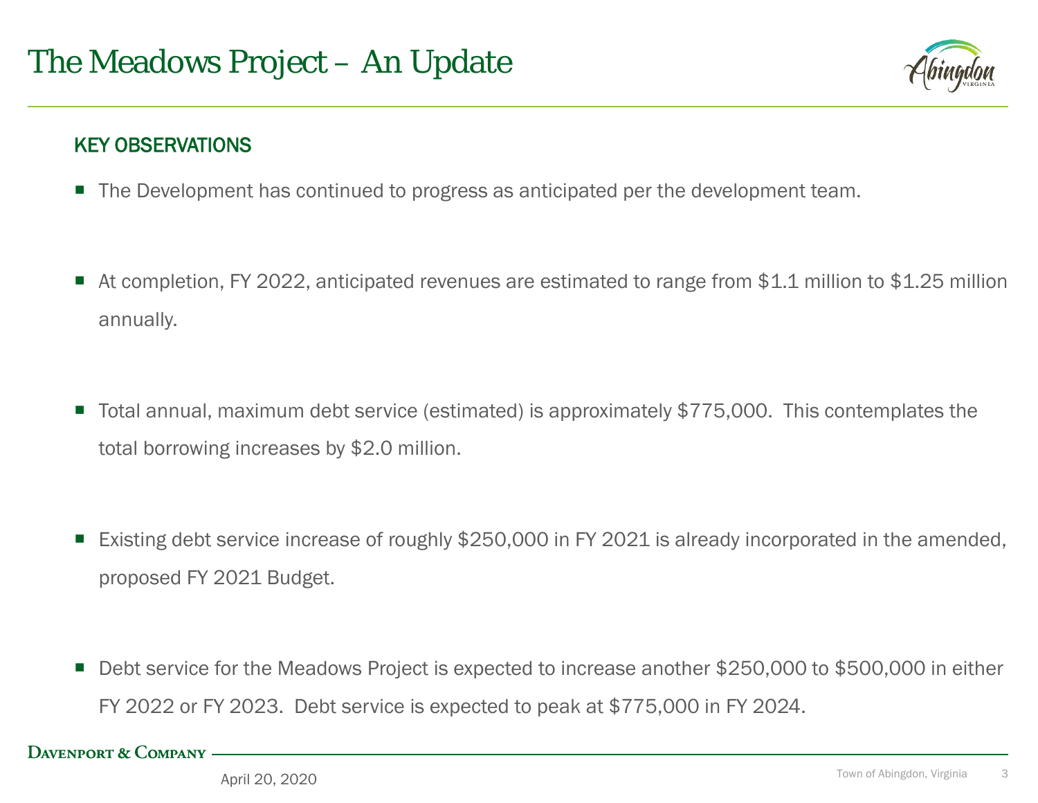# The Meadows Project – An Update

## KEY OBSERVATIONS

- The Development has continued to progress as anticipated per the development team.
- At completion, FY 2022, anticipated revenues are estimated to range from $1.1 million to $1.25 million annually.
- Total annual, maximum debt service (estimated) is approximately $775,000. This contemplates the total borrowing increases by $2.0 million.
- Existing debt service increase of roughly $250,000 in FY 2021 is already incorporated in the amended, proposed FY 2021 Budget.
- Debt service for the Meadows Project is expected to increase another $250,000 to $500,000 in either FY 2022 or FY 2023. Debt service is expected to peak at $775,000 in FY 2024.

April 20, 2020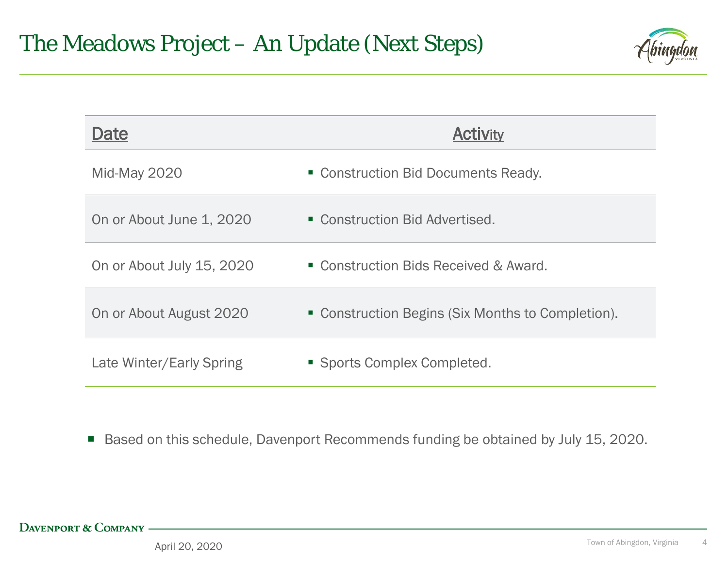# The Meadows Project – An Update (Next Steps)

| Date | Activity |
|---|---|
| Mid-May 2020 | ▪ Construction Bid Documents Ready. |
| On or About June 1, 2020 | ▪ Construction Bid Advertised. |
| On or About July 15, 2020 | ▪ Construction Bids Received & Award. |
| On or About August 2020 | ▪ Construction Begins (Six Months to Completion). |
| Late Winter/Early Spring | ▪ Sports Complex Completed. |

- Based on this schedule, Davenport Recommends funding be obtained by July 15, 2020.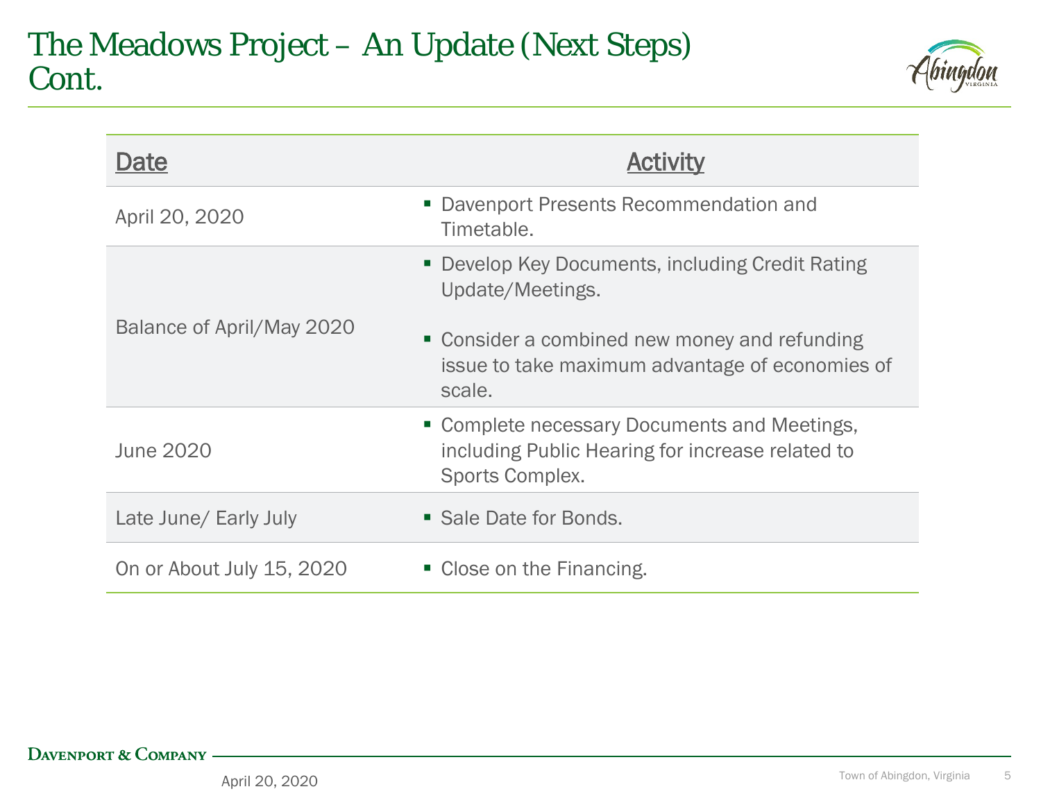# The Meadows Project – An Update (Next Steps) Cont.

| Date | Activity |
|---|---|
| April 20, 2020 | ▪ Davenport Presents Recommendation and Timetable. |
| Balance of April/May 2020 | ▪ Develop Key Documents, including Credit Rating Update/Meetings.<br>▪ Consider a combined new money and refunding issue to take maximum advantage of economies of scale. |
| June 2020 | ▪ Complete necessary Documents and Meetings, including Public Hearing for increase related to Sports Complex. |
| Late June/ Early July | ▪ Sale Date for Bonds. |
| On or About July 15, 2020 | ▪ Close on the Financing. |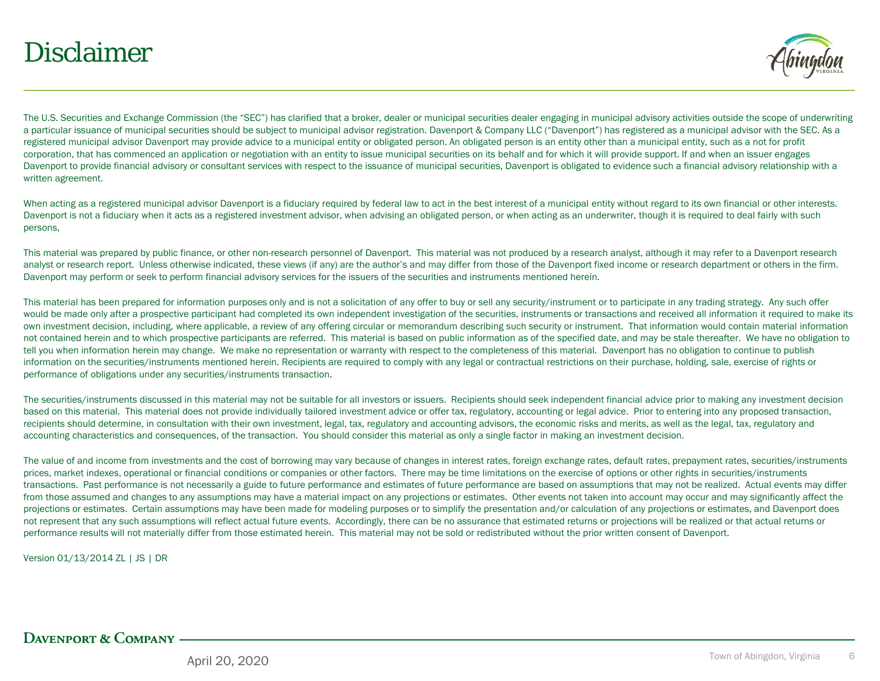# Disclaimer

The U.S. Securities and Exchange Commission (the "SEC") has clarified that a broker, dealer or municipal securities dealer engaging in municipal advisory activities outside the scope of underwriting a particular issuance of municipal securities should be subject to municipal advisor registration. Davenport & Company LLC ("Davenport") has registered as a municipal advisor with the SEC. As a registered municipal advisor Davenport may provide advice to a municipal entity or obligated person. An obligated person is an entity other than a municipal entity, such as a not for profit corporation, that has commenced an application or negotiation with an entity to issue municipal securities on its behalf and for which it will provide support. If and when an issuer engages Davenport to provide financial advisory or consultant services with respect to the issuance of municipal securities, Davenport is obligated to evidence such a financial advisory relationship with a written agreement.

When acting as a registered municipal advisor Davenport is a fiduciary required by federal law to act in the best interest of a municipal entity without regard to its own financial or other interests. Davenport is not a fiduciary when it acts as a registered investment advisor, when advising an obligated person, or when acting as an underwriter, though it is required to deal fairly with such persons,

This material was prepared by public finance, or other non-research personnel of Davenport. This material was not produced by a research analyst, although it may refer to a Davenport research analyst or research report. Unless otherwise indicated, these views (if any) are the author's and may differ from those of the Davenport fixed income or research department or others in the firm. Davenport may perform or seek to perform financial advisory services for the issuers of the securities and instruments mentioned herein.

This material has been prepared for information purposes only and is not a solicitation of any offer to buy or sell any security/instrument or to participate in any trading strategy. Any such offer would be made only after a prospective participant had completed its own independent investigation of the securities, instruments or transactions and received all information it required to make its own investment decision, including, where applicable, a review of any offering circular or memorandum describing such security or instrument. That information would contain material information not contained herein and to which prospective participants are referred. This material is based on public information as of the specified date, and may be stale thereafter. We have no obligation to tell you when information herein may change. We make no representation or warranty with respect to the completeness of this material. Davenport has no obligation to continue to publish information on the securities/instruments mentioned herein. Recipients are required to comply with any legal or contractual restrictions on their purchase, holding, sale, exercise of rights or performance of obligations under any securities/instruments transaction.

The securities/instruments discussed in this material may not be suitable for all investors or issuers. Recipients should seek independent financial advice prior to making any investment decision based on this material. This material does not provide individually tailored investment advice or offer tax, regulatory, accounting or legal advice. Prior to entering into any proposed transaction, recipients should determine, in consultation with their own investment, legal, tax, regulatory and accounting advisors, the economic risks and merits, as well as the legal, tax, regulatory and accounting characteristics and consequences, of the transaction. You should consider this material as only a single factor in making an investment decision.

The value of and income from investments and the cost of borrowing may vary because of changes in interest rates, foreign exchange rates, default rates, prepayment rates, securities/instruments prices, market indexes, operational or financial conditions or companies or other factors. There may be time limitations on the exercise of options or other rights in securities/instruments transactions. Past performance is not necessarily a guide to future performance and estimates of future performance are based on assumptions that may not be realized. Actual events may differ from those assumed and changes to any assumptions may have a material impact on any projections or estimates. Other events not taken into account may occur and may significantly affect the projections or estimates. Certain assumptions may have been made for modeling purposes or to simplify the presentation and/or calculation of any projections or estimates, and Davenport does not represent that any such assumptions will reflect actual future events. Accordingly, there can be no assurance that estimated returns or projections will be realized or that actual returns or performance results will not materially differ from those estimated herein. This material may not be sold or redistributed without the prior written consent of Davenport.

Version 01/13/2014 ZL | JS | DR